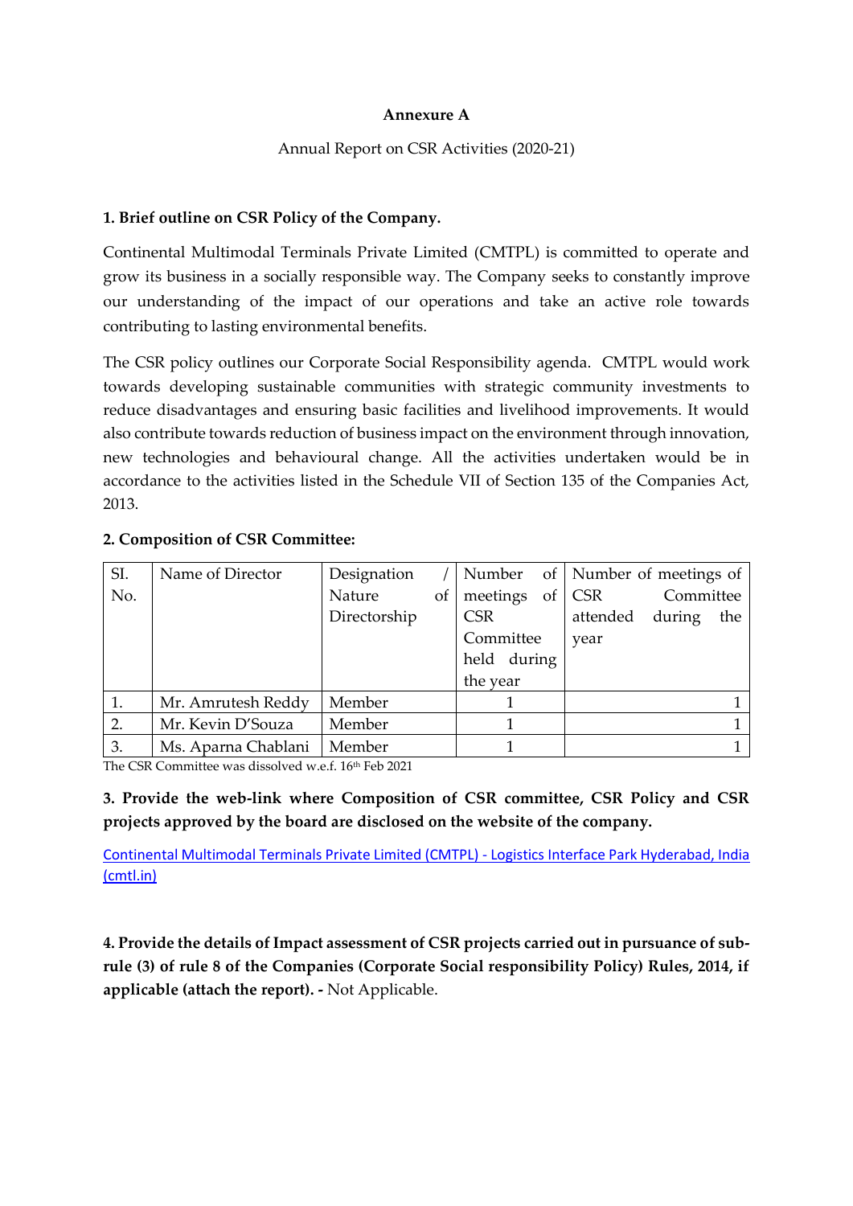**Annexure A**

Annual Report on CSR Activities (2020-21)

**1. Brief outline on CSR Policy of the Company.**

Continental Multimodal Terminals Private Limited (CMTPL) is committed to operate and grow its business in a socially responsible way. The Company seeks to constantly improve our understanding of the impact of our operations and take an active role towards contributing to lasting environmental benefits.

The CSR policy outlines our Corporate Social Responsibility agenda. CMTPL would work towards developing sustainable communities with strategic community investments to reduce disadvantages and ensuring basic facilities and livelihood improvements. It would also contribute towards reduction of business impact on the environment through innovation, new technologies and behavioural change. All the activities undertaken would be in accordance to the activities listed in the Schedule VII of Section 135 of the Companies Act, 2013.

**2. Composition of CSR Committee:**

| SI. No. | Name of Director | Designation / Nature of Directorship | Number of meetings of CSR Committee held during the year | Number of meetings of CSR Committee attended during the year |
|---|---|---|---|---|
| 1. | Mr. Amrutesh Reddy | Member | 1 | 1 |
| 2. | Mr. Kevin D'Souza | Member | 1 | 1 |
| 3. | Ms. Aparna Chablani | Member | 1 | 1 |

The CSR Committee was dissolved w.e.f. 16th Feb 2021

**3. Provide the web-link where Composition of CSR committee, CSR Policy and CSR projects approved by the board are disclosed on the website of the company.**

Continental Multimodal Terminals Private Limited (CMTPL) - Logistics Interface Park Hyderabad, India (cmtl.in)

**4. Provide the details of Impact assessment of CSR projects carried out in pursuance of sub-rule (3) of rule 8 of the Companies (Corporate Social responsibility Policy) Rules, 2014, if applicable (attach the report). -** Not Applicable.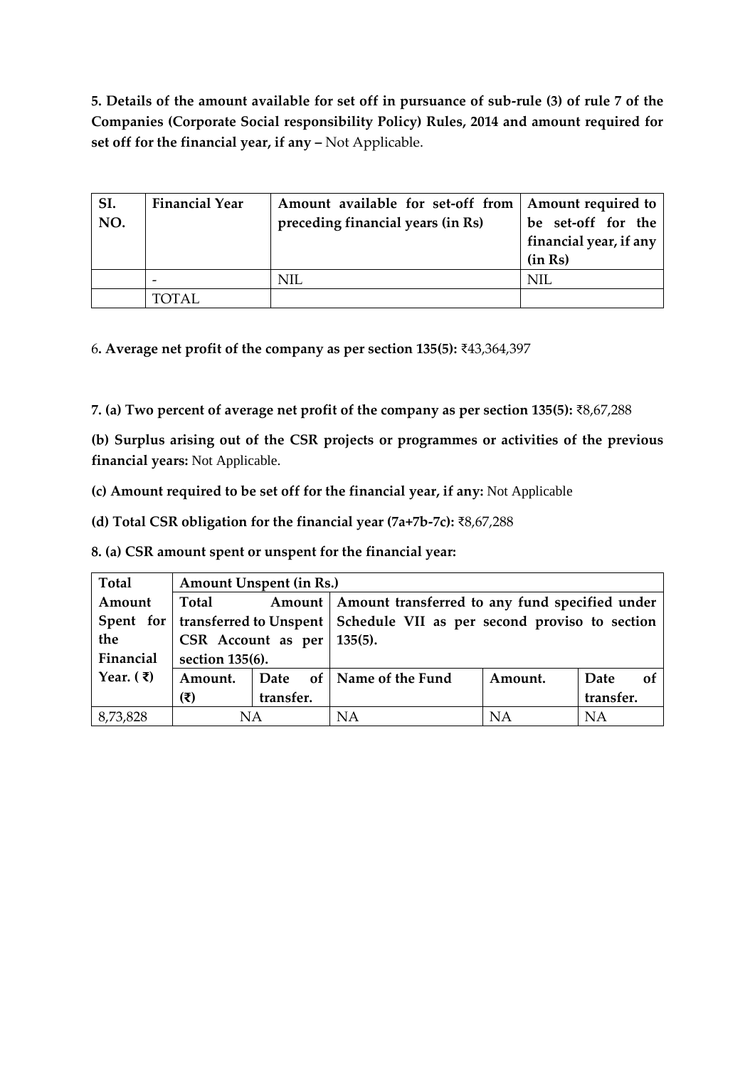**5. Details of the amount available for set off in pursuance of sub-rule (3) of rule 7 of the Companies (Corporate Social responsibility Policy) Rules, 2014 and amount required for set off for the financial year, if any –** Not Applicable.

| SI. NO. | Financial Year | Amount available for set-off from preceding financial years (in Rs) | Amount required to be set-off for the financial year, if any (in Rs) |
|---|---|---|---|
| | - | NIL | NIL |
| | TOTAL | | |

6. **Average net profit of the company as per section 135(5):** ₹43,364,397

**7. (a) Two percent of average net profit of the company as per section 135(5):** ₹8,67,288

**(b) Surplus arising out of the CSR projects or programmes or activities of the previous financial years:** Not Applicable.

**(c) Amount required to be set off for the financial year, if any:** Not Applicable

**(d) Total CSR obligation for the financial year (7a+7b-7c):** ₹8,67,288

**8. (a) CSR amount spent or unspent for the financial year:**

| Total Amount Spent for the Financial Year. (₹) | Amount Unspent (in Rs.) | | | | |
|---|---|---|---|---|---|
| | Total Amount transferred to Unspent CSR Account as per section 135(6). | | Amount transferred to any fund specified under Schedule VII as per second proviso to section 135(5). | | |
| | Amount. (₹) | Date of transfer. | Name of the Fund | Amount. | Date of transfer. |
| 8,73,828 | NA | | NA | NA | NA |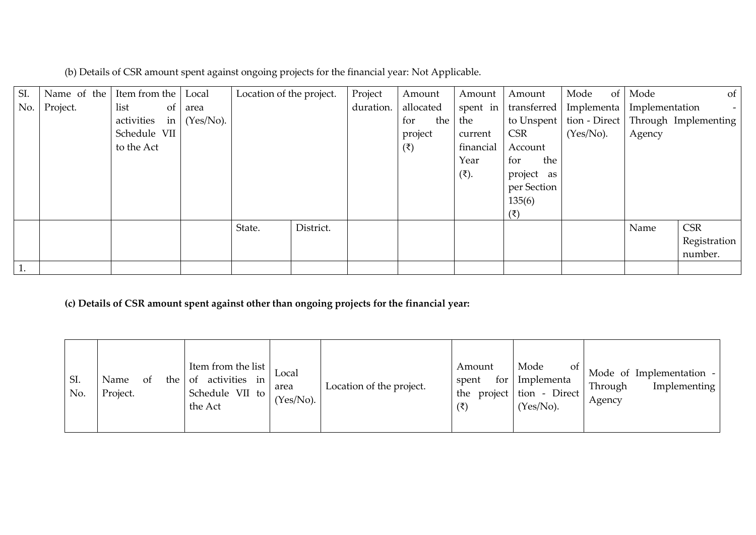(b) Details of CSR amount spent against ongoing projects for the financial year: Not Applicable.

| SI. No. | Name of the Project. | Item from the list of activities in Schedule VII to the Act | Local area (Yes/No). | Location of the project. | | Project duration. | Amount allocated for the project (₹) | Amount spent in the current financial Year (₹). | Amount transferred to Unspent CSR Account for the project as per Section 135(6) (₹) | Mode of Implementation - Direct (Yes/No). | Mode of Implementation - Through Implementing Agency | |
|---|---|---|---|---|---|---|---|---|---|---|---|---|
| | | | | State. | District. | | | | | | Name | CSR Registration number. |
| 1. | | | | | | | | | | | | |

**(c) Details of CSR amount spent against other than ongoing projects for the financial year:**

| SI. No. | Name of the Project. | Item from the list of activities in Schedule VII to the Act | Local area (Yes/No). | Location of the project. | Amount spent for the project (₹) | Mode of Implementation - Direct (Yes/No). | Mode of Implementation - Through Implementing Agency |
|---|---|---|---|---|---|---|---|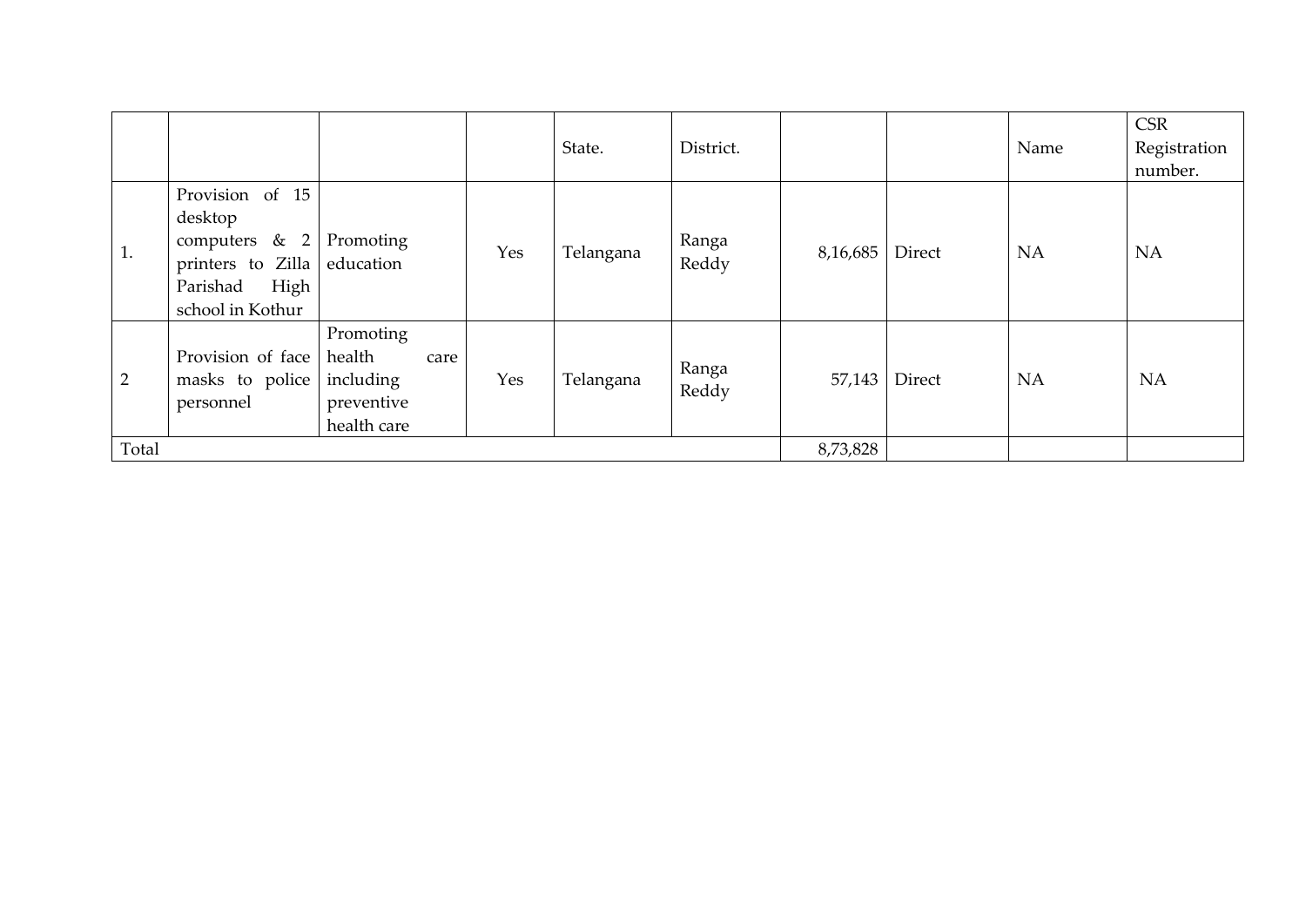| | | | | State. | District. | | | Name | CSR Registration number. |
|---|---|---|---|---|---|---|---|---|---|
| 1. | Provision of 15 desktop computers & 2 printers to Zilla Parishad High school in Kothur | Promoting education | Yes | Telangana | Ranga Reddy | 8,16,685 | Direct | NA | NA |
| 2 | Provision of face masks to police personnel | Promoting health care including preventive health care | Yes | Telangana | Ranga Reddy | 57,143 | Direct | NA | NA |
| Total | | | | | | 8,73,828 | | | |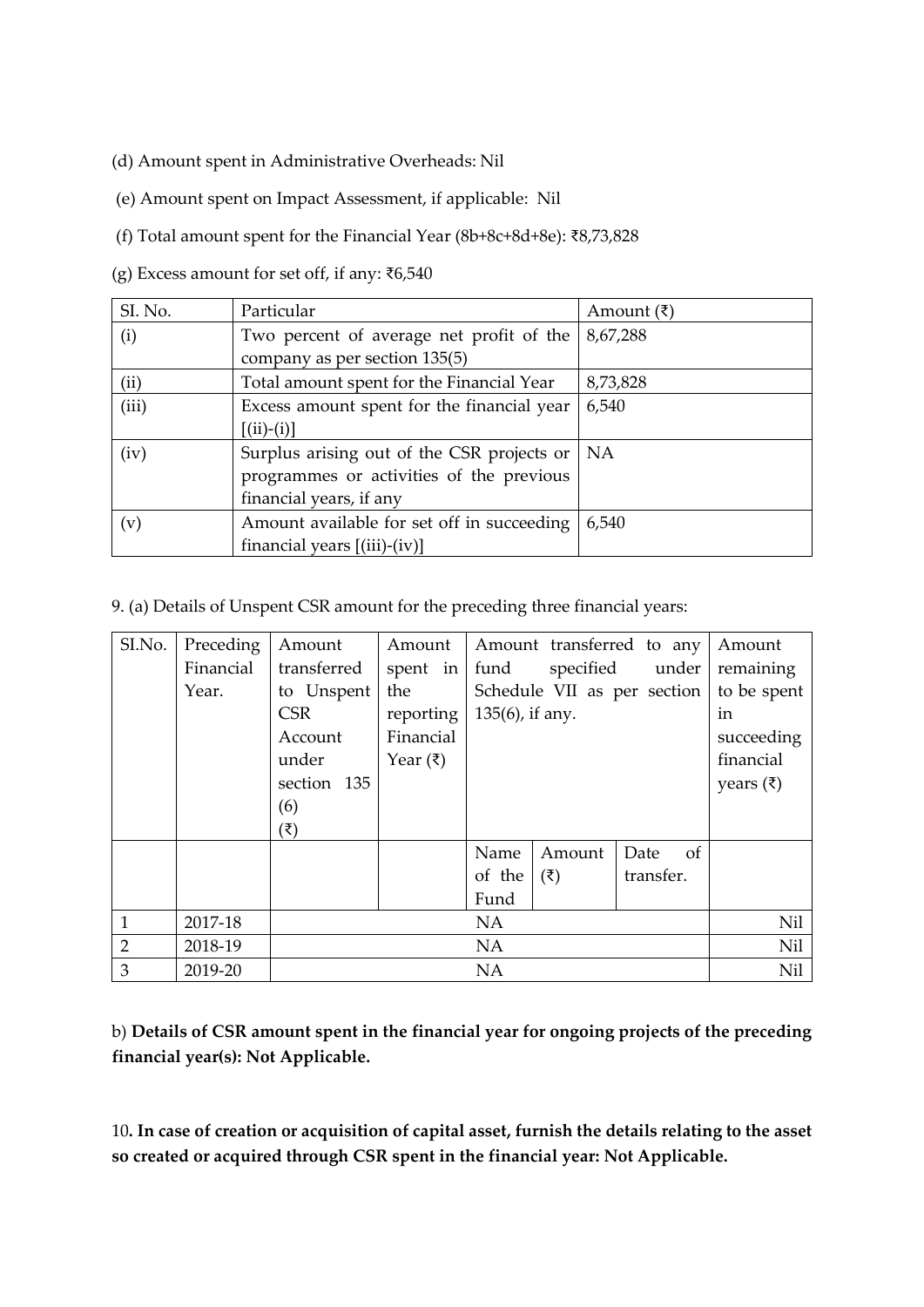(d) Amount spent in Administrative Overheads: Nil

(e) Amount spent on Impact Assessment, if applicable: Nil

(f) Total amount spent for the Financial Year (8b+8c+8d+8e): ₹8,73,828

(g) Excess amount for set off, if any: ₹6,540

| SI. No. | Particular | Amount (₹) |
|---|---|---|
| (i) | Two percent of average net profit of the company as per section 135(5) | 8,67,288 |
| (ii) | Total amount spent for the Financial Year | 8,73,828 |
| (iii) | Excess amount spent for the financial year [(ii)-(i)] | 6,540 |
| (iv) | Surplus arising out of the CSR projects or programmes or activities of the previous financial years, if any | NA |
| (v) | Amount available for set off in succeeding financial years [(iii)-(iv)] | 6,540 |

9. (a) Details of Unspent CSR amount for the preceding three financial years:

| SI.No. | Preceding Financial Year. | Amount transferred to Unspent CSR Account under section 135 (6) (₹) | Amount spent in the reporting Financial Year (₹) | Amount transferred to any fund specified under Schedule VII as per section 135(6), if any. | | | Amount remaining to be spent in succeeding financial years (₹) |
|---|---|---|---|---|---|---|---|
| | | | | Name of the Fund | Amount (₹) | Date of transfer. | |
| 1 | 2017-18 | NA | | | | | Nil |
| 2 | 2018-19 | NA | | | | | Nil |
| 3 | 2019-20 | NA | | | | | Nil |

b) **Details of CSR amount spent in the financial year for ongoing projects of the preceding financial year(s): Not Applicable.**

10**. In case of creation or acquisition of capital asset, furnish the details relating to the asset so created or acquired through CSR spent in the financial year: Not Applicable.**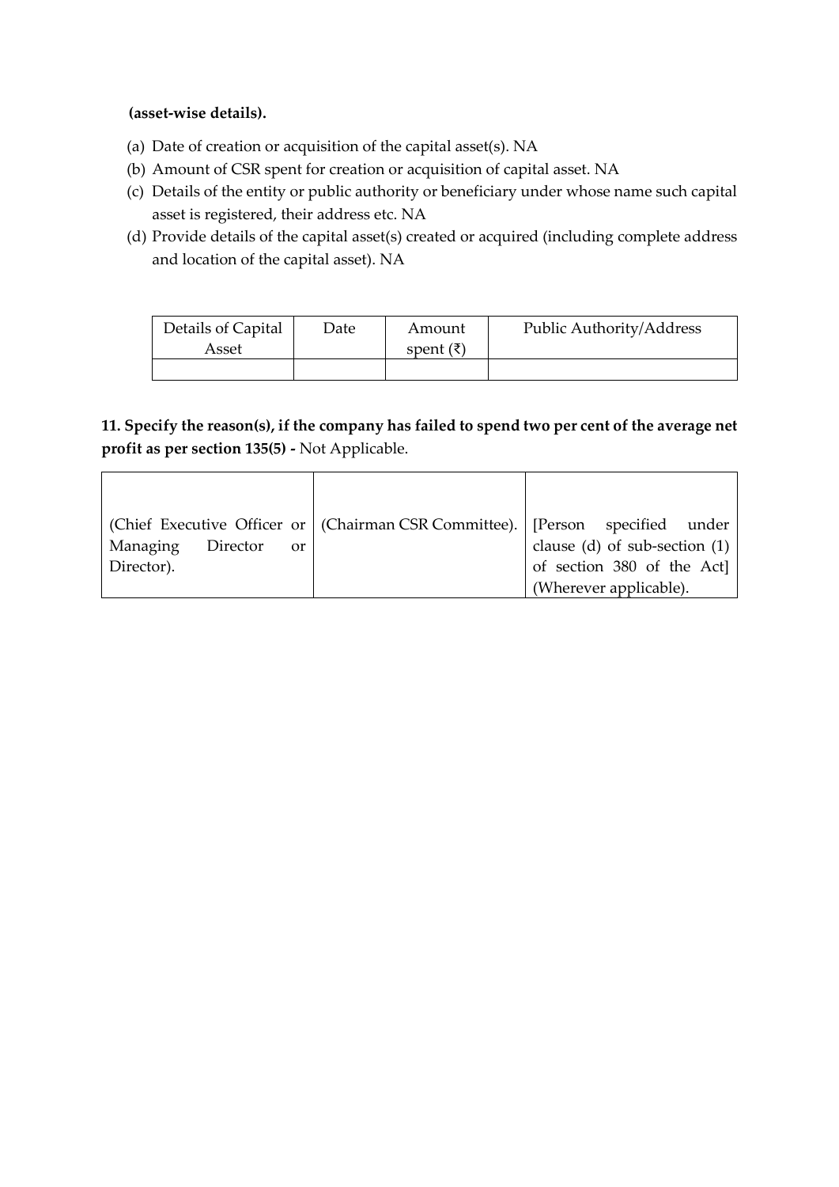**(asset-wise details).**

(a) Date of creation or acquisition of the capital asset(s). NA
(b) Amount of CSR spent for creation or acquisition of capital asset. NA
(c) Details of the entity or public authority or beneficiary under whose name such capital asset is registered, their address etc. NA
(d) Provide details of the capital asset(s) created or acquired (including complete address and location of the capital asset). NA

| Details of Capital Asset | Date | Amount spent (₹) | Public Authority/Address |
|---|---|---|---|
| | | | |

**11. Specify the reason(s), if the company has failed to spend two per cent of the average net profit as per section 135(5) -** Not Applicable.

| | | |
|---|---|---|
| (Chief Executive Officer or Managing Director or Director). | (Chairman CSR Committee). | [Person specified under clause (d) of sub-section (1) of section 380 of the Act] (Wherever applicable). |